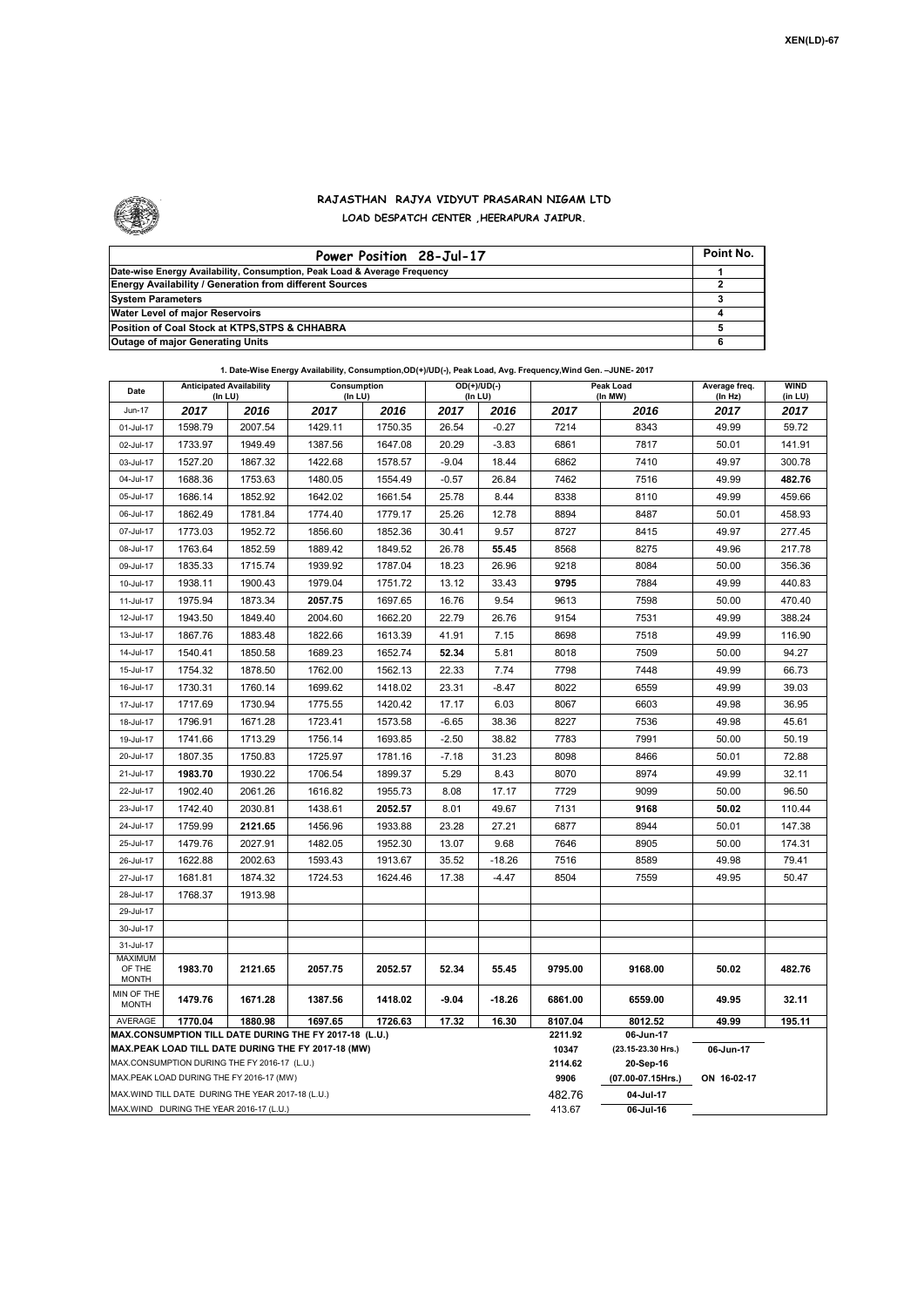XEN(LD)-67

# RAJASTHAN RAJYA VIDYUT PRASARAN NIGAM LTD

## LOAD DESPATCH CENTER ,HEERAPURA JAIPUR.

| Power Position 28-Jul-17 | Point No. |
|---|---|
| Date-wise Energy Availability, Consumption, Peak Load & Average Frequency | 1 |
| Energy Availability / Generation from different Sources | 2 |
| System Parameters | 3 |
| Water Level of major Reservoirs | 4 |
| Position of Coal Stock at KTPS,STPS & CHHABRA | 5 |
| Outage of major Generating Units | 6 |

**1. Date-Wise Energy Availability, Consumption,OD(+)/UD(-), Peak Load, Avg. Frequency,Wind Gen. –JUNE- 2017**

| Date | Anticipated Availability (In LU) | | Consumption (In LU) | | OD(+)/UD(-) (In LU) | | Peak Load (In MW) | | Average freq. (In Hz) | WIND (in LU) |
|---|---|---|---|---|---|---|---|---|---|---|
| Jun-17 | 2017 | 2016 | 2017 | 2016 | 2017 | 2016 | 2017 | 2016 | 2017 | 2017 |
| 01-Jul-17 | 1598.79 | 2007.54 | 1429.11 | 1750.35 | 26.54 | -0.27 | 7214 | 8343 | 49.99 | 59.72 |
| 02-Jul-17 | 1733.97 | 1949.49 | 1387.56 | 1647.08 | 20.29 | -3.83 | 6861 | 7817 | 50.01 | 141.91 |
| 03-Jul-17 | 1527.20 | 1867.32 | 1422.68 | 1578.57 | -9.04 | 18.44 | 6862 | 7410 | 49.97 | 300.78 |
| 04-Jul-17 | 1688.36 | 1753.63 | 1480.05 | 1554.49 | -0.57 | 26.84 | 7462 | 7516 | 49.99 | **482.76** |
| 05-Jul-17 | 1686.14 | 1852.92 | 1642.02 | 1661.54 | 25.78 | 8.44 | 8338 | 8110 | 49.99 | 459.66 |
| 06-Jul-17 | 1862.49 | 1781.84 | 1774.40 | 1779.17 | 25.26 | 12.78 | 8894 | 8487 | 50.01 | 458.93 |
| 07-Jul-17 | 1773.03 | 1952.72 | 1856.60 | 1852.36 | 30.41 | 9.57 | 8727 | 8415 | 49.97 | 277.45 |
| 08-Jul-17 | 1763.64 | 1852.59 | 1889.42 | 1849.52 | 26.78 | **55.45** | 8568 | 8275 | 49.96 | 217.78 |
| 09-Jul-17 | 1835.33 | 1715.74 | 1939.92 | 1787.04 | 18.23 | 26.96 | 9218 | 8084 | 50.00 | 356.36 |
| 10-Jul-17 | 1938.11 | 1900.43 | 1979.04 | 1751.72 | 13.12 | 33.43 | **9795** | 7884 | 49.99 | 440.83 |
| 11-Jul-17 | 1975.94 | 1873.34 | **2057.75** | 1697.65 | 16.76 | 9.54 | 9613 | 7598 | 50.00 | 470.40 |
| 12-Jul-17 | 1943.50 | 1849.40 | 2004.60 | 1662.20 | 22.79 | 26.76 | 9154 | 7531 | 49.99 | 388.24 |
| 13-Jul-17 | 1867.76 | 1883.48 | 1822.66 | 1613.39 | 41.91 | 7.15 | 8698 | 7518 | 49.99 | 116.90 |
| 14-Jul-17 | 1540.41 | 1850.58 | 1689.23 | 1652.74 | **52.34** | 5.81 | 8018 | 7509 | 50.00 | 94.27 |
| 15-Jul-17 | 1754.32 | 1878.50 | 1762.00 | 1562.13 | 22.33 | 7.74 | 7798 | 7448 | 49.99 | 66.73 |
| 16-Jul-17 | 1730.31 | 1760.14 | 1699.62 | 1418.02 | 23.31 | -8.47 | 8022 | 6559 | 49.99 | 39.03 |
| 17-Jul-17 | 1717.69 | 1730.94 | 1775.55 | 1420.42 | 17.17 | 6.03 | 8067 | 6603 | 49.98 | 36.95 |
| 18-Jul-17 | 1796.91 | 1671.28 | 1723.41 | 1573.58 | -6.65 | 38.36 | 8227 | 7536 | 49.98 | 45.61 |
| 19-Jul-17 | 1741.66 | 1713.29 | 1756.14 | 1693.85 | -2.50 | 38.82 | 7783 | 7991 | 50.00 | 50.19 |
| 20-Jul-17 | 1807.35 | 1750.83 | 1725.97 | 1781.16 | -7.18 | 31.23 | 8098 | 8466 | 50.01 | 72.88 |
| 21-Jul-17 | **1983.70** | 1930.22 | 1706.54 | 1899.37 | 5.29 | 8.43 | 8070 | 8974 | 49.99 | 32.11 |
| 22-Jul-17 | 1902.40 | 2061.26 | 1616.82 | 1955.73 | 8.08 | 17.17 | 7729 | 9099 | 50.00 | 96.50 |
| 23-Jul-17 | 1742.40 | 2030.81 | 1438.61 | **2052.57** | 8.01 | 49.67 | 7131 | **9168** | **50.02** | 110.44 |
| 24-Jul-17 | 1759.99 | **2121.65** | 1456.96 | 1933.88 | 23.28 | 27.21 | 6877 | 8944 | 50.01 | 147.38 |
| 25-Jul-17 | 1479.76 | 2027.91 | 1482.05 | 1952.30 | 13.07 | 9.68 | 7646 | 8905 | 50.00 | 174.31 |
| 26-Jul-17 | 1622.88 | 2002.63 | 1593.43 | 1913.67 | 35.52 | -18.26 | 7516 | 8589 | 49.98 | 79.41 |
| 27-Jul-17 | 1681.81 | 1874.32 | 1724.53 | 1624.46 | 17.38 | -4.47 | 8504 | 7559 | 49.95 | 50.47 |
| 28-Jul-17 | 1768.37 | 1913.98 | | | | | | | | |
| 29-Jul-17 | | | | | | | | | | |
| 30-Jul-17 | | | | | | | | | | |
| 31-Jul-17 | | | | | | | | | | |
| MAXIMUM OF THE MONTH | 1983.70 | 2121.65 | 2057.75 | 2052.57 | 52.34 | 55.45 | 9795.00 | 9168.00 | 50.02 | 482.76 |
| MIN OF THE MONTH | 1479.76 | 1671.28 | 1387.56 | 1418.02 | -9.04 | -18.26 | 6861.00 | 6559.00 | 49.95 | 32.11 |
| AVERAGE | 1770.04 | 1880.98 | 1697.65 | 1726.63 | 17.32 | 16.30 | 8107.04 | 8012.52 | 49.99 | 195.11 |
| MAX.CONSUMPTION TILL DATE DURING THE FY 2017-18 (L.U.) | | | | | | | 2211.92 | 06-Jun-17 | | |
| MAX.PEAK LOAD TILL DATE DURING THE FY 2017-18 (MW) | | | | | | | 10347 | (23.15-23.30 Hrs.) | 06-Jun-17 | |
| MAX.CONSUMPTION DURING THE FY 2016-17 (L.U.) | | | | | | | 2114.62 | 20-Sep-16 | | |
| MAX.PEAK LOAD DURING THE FY 2016-17 (MW) | | | | | | | 9906 | (07.00-07.15Hrs.) | ON 16-02-17 | |
| MAX.WIND TILL DATE DURING THE YEAR 2017-18 (L.U.) | | | | | | | 482.76 | 04-Jul-17 | | |
| MAX.WIND DURING THE YEAR 2016-17 (L.U.) | | | | | | | 413.67 | 06-Jul-16 | | |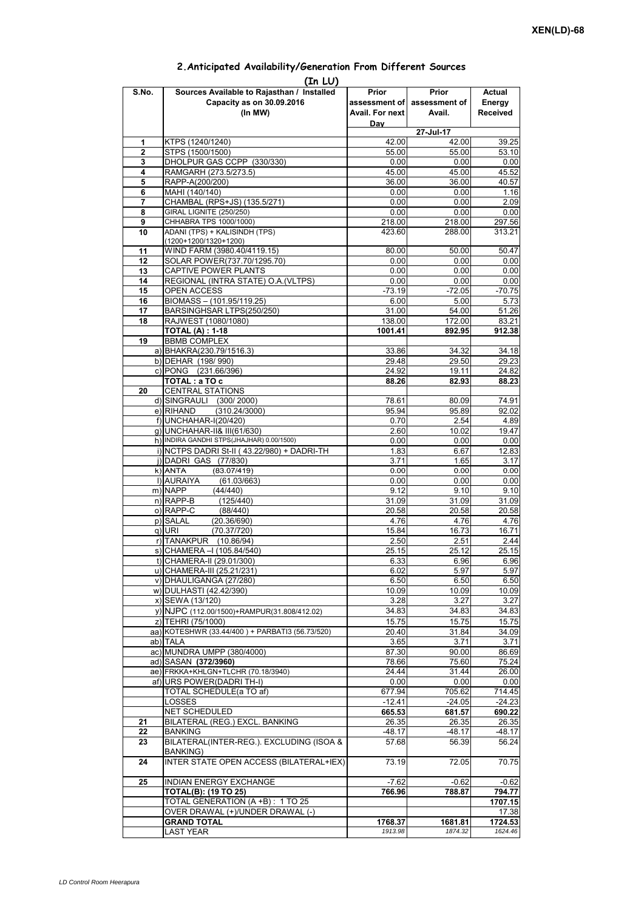XEN(LD)-68

## 2.Anticipated Availability/Generation From Different Sources

(In LU)

| S.No. | Sources Available to Rajasthan / Installed Capacity as on 30.09.2016 (In MW) | Prior assessment of Avail. For next Day | Prior assessment of Avail. | Actual Energy Received |
|---|---|---|---|---|
| | | | 27-Jul-17 | |
| 1 | KTPS (1240/1240) | 42.00 | 42.00 | 39.25 |
| 2 | STPS (1500/1500) | 55.00 | 55.00 | 53.10 |
| 3 | DHOLPUR GAS CCPP (330/330) | 0.00 | 0.00 | 0.00 |
| 4 | RAMGARH (273.5/273.5) | 45.00 | 45.00 | 45.52 |
| 5 | RAPP-A(200/200) | 36.00 | 36.00 | 40.57 |
| 6 | MAHI (140/140) | 0.00 | 0.00 | 1.16 |
| 7 | CHAMBAL (RPS+JS) (135.5/271) | 0.00 | 0.00 | 2.09 |
| 8 | GIRAL LIGNITE (250/250) | 0.00 | 0.00 | 0.00 |
| 9 | CHHABRA TPS 1000/1000) | 218.00 | 218.00 | 297.56 |
| 10 | ADANI (TPS) + KALISINDH (TPS) (1200+1200/1320+1200) | 423.60 | 288.00 | 313.21 |
| 11 | WIND FARM (3980.40/4119.15) | 80.00 | 50.00 | 50.47 |
| 12 | SOLAR POWER(737.70/1295.70) | 0.00 | 0.00 | 0.00 |
| 13 | CAPTIVE POWER PLANTS | 0.00 | 0.00 | 0.00 |
| 14 | REGIONAL (INTRA STATE) O.A.(VLTPS) | 0.00 | 0.00 | 0.00 |
| 15 | OPEN ACCESS | -73.19 | -72.05 | -70.75 |
| 16 | BIOMASS – (101.95/119.25) | 6.00 | 5.00 | 5.73 |
| 17 | BARSINGHSAR LTPS(250/250) | 31.00 | 54.00 | 51.26 |
| 18 | RAJWEST (1080/1080) | 138.00 | 172.00 | 83.21 |
| | **TOTAL (A) : 1-18** | **1001.41** | **892.95** | **912.38** |
| 19 | BBMB COMPLEX | | | |
| | a) BHAKRA(230.79/1516.3) | 33.86 | 34.32 | 34.18 |
| | b) DEHAR (198/ 990) | 29.48 | 29.50 | 29.23 |
| | c) PONG (231.66/396) | 24.92 | 19.11 | 24.82 |
| | **TOTAL : a TO c** | **88.26** | **82.93** | **88.23** |
| 20 | CENTRAL STATIONS | | | |
| | d) SINGRAULI (300/ 2000) | 78.61 | 80.09 | 74.91 |
| | e) RIHAND (310.24/3000) | 95.94 | 95.89 | 92.02 |
| | f) UNCHAHAR-I(20/420) | 0.70 | 2.54 | 4.89 |
| | g) UNCHAHAR-II& III(61/630) | 2.60 | 10.02 | 19.47 |
| | h) INDIRA GANDHI STPS(JHAJHAR) 0.00/1500) | 0.00 | 0.00 | 0.00 |
| | i) NCTPS DADRI St-II ( 43.22/980) + DADRI-TH | 1.83 | 6.67 | 12.83 |
| | j) DADRI GAS (77/830) | 3.71 | 1.65 | 3.17 |
| | k) ANTA (83.07/419) | 0.00 | 0.00 | 0.00 |
| | l) AURAIYA (61.03/663) | 0.00 | 0.00 | 0.00 |
| | m) NAPP (44/440) | 9.12 | 9.10 | 9.10 |
| | n) RAPP-B (125/440) | 31.09 | 31.09 | 31.09 |
| | o) RAPP-C (88/440) | 20.58 | 20.58 | 20.58 |
| | p) SALAL (20.36/690) | 4.76 | 4.76 | 4.76 |
| | q) URI (70.37/720) | 15.84 | 16.73 | 16.71 |
| | r) TANAKPUR (10.86/94) | 2.50 | 2.51 | 2.44 |
| | s) CHAMERA –I (105.84/540) | 25.15 | 25.12 | 25.15 |
| | t) CHAMERA-II (29.01/300) | 6.33 | 6.96 | 6.96 |
| | u) CHAMERA-III (25.21/231) | 6.02 | 5.97 | 5.97 |
| | v) DHAULIGANGA (27/280) | 6.50 | 6.50 | 6.50 |
| | w) DULHASTI (42.42/390) | 10.09 | 10.09 | 10.09 |
| | x) SEWA (13/120) | 3.28 | 3.27 | 3.27 |
| | y) NJPC (112.00/1500)+RAMPUR(31.808/412.02) | 34.83 | 34.83 | 34.83 |
| | z) TEHRI (75/1000) | 15.75 | 15.75 | 15.75 |
| | aa) KOTESHWR (33.44/400 ) + PARBATI3 (56.73/520) | 20.40 | 31.84 | 34.09 |
| | ab) TALA | 3.65 | 3.71 | 3.71 |
| | ac) MUNDRA UMPP (380/4000) | 87.30 | 90.00 | 86.69 |
| | ad) SASAN **(372/3960)** | 78.66 | 75.60 | 75.24 |
| | ae) FRKKA+KHLGN+TLCHR (70.18/3940) | 24.44 | 31.44 | 26.00 |
| | af) URS POWER(DADRI TH-I) | 0.00 | 0.00 | 0.00 |
| | TOTAL SCHEDULE(a TO af) | 677.94 | 705.62 | 714.45 |
| | LOSSES | -12.41 | -24.05 | -24.23 |
| | NET SCHEDULED | 665.53 | 681.57 | 690.22 |
| 21 | BILATERAL (REG.) EXCL. BANKING | 26.35 | 26.35 | 26.35 |
| 22 | BANKING | -48.17 | -48.17 | -48.17 |
| 23 | BILATERAL(INTER-REG.). EXCLUDING (ISOA & BANKING) | 57.68 | 56.39 | 56.24 |
| 24 | INTER STATE OPEN ACCESS (BILATERAL+IEX) | 73.19 | 72.05 | 70.75 |
| 25 | INDIAN ENERGY EXCHANGE | -7.62 | -0.62 | -0.62 |
| | **TOTAL(B): (19 TO 25)** | **766.96** | **788.87** | **794.77** |
| | TOTAL GENERATION (A +B) : 1 TO 25 | | | **1707.15** |
| | OVER DRAWAL (+)/UNDER DRAWAL (-) | | | 17.38 |
| | **GRAND TOTAL** | **1768.37** | **1681.81** | **1724.53** |
| | LAST YEAR | *1913.98* | *1874.32* | *1624.46* |

*LD Control Room Heerapura*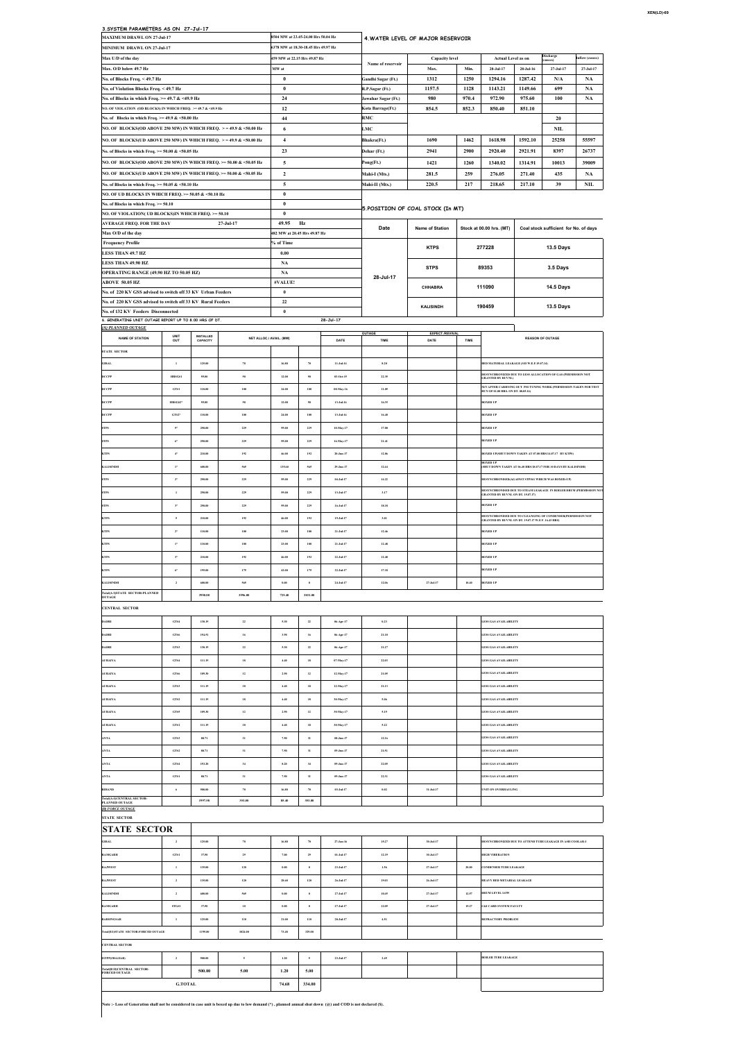XEN(LD)-49

## 3.SYSTEM PARAMETERS AS ON 27-Jul-17

| | | |
|---|---|---|
| MAXIMUM DRAWL ON 27-Jul-17 | | 8504 MW at 23.45-24.00 Hrs 50.04 Hz |
| MINIMUM DRAWL ON 27-Jul-17 | | 6378 MW at 18.30-18.45 Hrs 49.97 Hz |
| Max U/D of the day | | 459 MW at 22.15 Hrs 49.87 Hz |
| Max. O/D below 49.7 Hz | | MW at |
| No. of Blocks Freq. < 49.7 Hz | | 0 |
| No. of Violation Blocks Freq. < 49.7 Hz | | 0 |
| No. of Blocks in which Freq. >= 49.7 & <49.9 Hz | | 24 |
| NO. OF VIOLATION (OD BLOCKS) IN WHICH FREQ. >= 49.7 & <49.9 Hz | | 12 |
| No. of Blocks in which Freq. >= 49.9 & <50.00 Hz | | 44 |
| NO. OF BLOCKS(OD ABOVE 250 MW) IN WHICH FREQ. > = 49.9 & <50.00 Hz | | 6 |
| NO. OF BLOCKS(UD ABOVE 250 MW) IN WHICH FREQ. > = 49.9 & <50.00 Hz | | 4 |
| No. of Blocks in which Freq. >= 50.00 & <50.05 Hz | | 23 |
| NO. OF BLOCKS(OD ABOVE 250 MW) IN WHICH FREQ. >= 50.00 & <50.05 Hz | | 5 |
| NO. OF BLOCKS(UD ABOVE 250 MW) IN WHICH FREQ. >= 50.00 & <50.05 Hz | | 2 |
| No. of Blocks in which Freq. >= 50.05 & <50.10 Hz | | 5 |
| NO. OF UD BLOCKS IN WHICH FREQ. >= 50.05 & <50.10 Hz | | 0 |
| No. of Blocks in which Freq. >= 50.10 | | 0 |
| NO. OF VIOLATION( UD BLOCKS)IN WHICH FREQ. >= 50.10 | | 0 |
| AVERAGE FREQ. FOR THE DAY | 27-Jul-17 | 49.95 Hz |
| Max O/D of the day | | 402 MW at 20.45 Hrs 49.87 Hz |
| Frequency Profile | | % of Time |
| LESS THAN 49.7 HZ | | 0.00 |
| LESS THAN 49.90 HZ | | NA |
| OPERATING RANGE (49.90 HZ TO 50.05 HZ) | | NA |
| ABOVE 50.05 HZ | | #VALUE! |
| No. of 220 KV GSS advised to switch off 33 KV Urban Feeders | | 0 |
| No. of 220 KV GSS advised to switch off 33 KV Rural Feeders | | 22 |
| No. of 132 KV Feeders Disconnected | | 0 |

## 4.WATER LEVEL OF MAJOR RESERVOIR

| Name of reservoir | Capacity level | | Actual Level as on | | Discharge (cusecs) | Inflow (cusecs) |
|---|---|---|---|---|---|---|
| | Max. | Min. | 28-Jul-17 | 28-Jul-16 | 27-Jul-17 | 27-Jul-17 |
| Gandhi Sagar (Ft.) | 1312 | 1250 | 1294.16 | 1287.42 | N/A | NA |
| R.P.Sagar (Ft.) | 1157.5 | 1128 | 1143.21 | 1149.66 | 699 | NA |
| Jawahar Sagar (Ft.) | 980 | 970.4 | 972.90 | 975.60 | 100 | NA |
| Kota Barrage(Ft.) | 854.5 | 852.3 | 850.40 | 851.10 | | |
| RMC | | | | | 20 | |
| LMC | | | | | NIL | |
| Bhakra(Ft.) | 1690 | 1462 | 1618.98 | 1592.10 | 25258 | 55597 |
| Dehar (Ft.) | 2941 | 2900 | 2920.40 | 2921.91 | 8397 | 26737 |
| Pong(Ft.) | 1421 | 1260 | 1340.02 | 1314.91 | 10013 | 39009 |
| Mahi-I (Mts.) | 281.5 | 259 | 276.05 | 271.40 | 435 | NA |
| Mahi-II (Mts.) | 220.5 | 217 | 218.65 | 217.10 | 39 | NIL |

## 5.POSITION OF COAL STOCK (In MT)

| Date | Name of Station | Stock at 00.00 hrs. (MT) | Coal stock sufficient for No. of days |
|---|---|---|---|
| 28-Jul-17 | KTPS | 277228 | 13.5 Days |
| | STPS | 89353 | 3.5 Days |
| | CHHABRA | 111090 | 14.5 Days |
| | KALISINDH | 190459 | 13.5 Days |

## 6. GENERATING UNIT OUTAGE REPORT UP TO 8.00 HRS OF DT. 28-Jul-17

### (A) PLANNED OUTAGE

| NAME OF STATION | UNIT OUT | INSTALLED CAPACITY | NET ALLOC./ AVAIL. (MW) | | | OUTAGE DATE | OUTAGE TIME | EXPECT./REVIVAL DATE | TIME | REASON OF OUTAGE |
|---|---|---|---|---|---|---|---|---|---|---|
| STATE SECTOR | | | | | | | | | | |
| GIRAL | 1 | 125.00 | 70 | 16.88 | 70 | 11-Jul-14 | 0.20 | | | BED MATERIAL LEAKAGE (SD W.E.F.19.07.14) |
| DCCPP | HRSG1 | 55.00 | 50 | 12.00 | 50 | 03-Oct-15 | 22.35 | | | DESYNCHRONIZED DUE TO LESS ALLOCATION OF GAS (PERMISSION NOT GRANTED BY RVUNL) |
| DCCPP | GT#1 | 110.00 | 100 | 24.00 | 100 | 08-May-16 | 11.09 | | | S/U AFTER CARRYING OUT ...TUNING WORK (PERMISSION TAKEN FOR TEST RUN OF 01.00 HRS. ON DT. 08.05.16) |
| DCCPP | HRSG2* | 55.00 | 50 | 12.00 | 50 | 13-Jul-16 | 16.35 | | | BOXED UP |
| DCCPP | GT#2* | 110.00 | 100 | 24.00 | 100 | 13-Jul-16 | 16.40 | | | BOXED UP |
| STPS | 5* | 250.00 | 229 | 55.00 | 229 | 10-May-17 | 17.00 | | | BOXED UP |
| STPS | 6* | 250.00 | 229 | 55.00 | 229 | 16-May-17 | 21.41 | | | BOXED UP |
| KTPS | 4* | 210.00 | 192 | 46.00 | 192 | 20-Jun-17 | 12.06 | | | BOXED UP(SHUT DOWN TAKEN AT 07.00 HRS/14.07.17 BY KTPS) |
| KALISINDH | 1* | 600.00 | 569 | 135.60 | 569 | 29-Jun-17 | 12.44 | | | BOXED UP (SHUT DOWN TAKEN AT 06.40 HRS/10.07.17 FOR 10 DAYS BY KALISINDH) |
| STPS | 2* | 250.00 | 229 | 55.00 | 229 | 04-Jul-17 | 14.22 | | | DESYNCHRONISED(AGAINST STPS#1 WHICH WAS BOXED-UP) |
| STPS | 1 | 250.00 | 229 | 55.00 | 229 | 13-Jul-17 | 3.17 | | | DESYNCHRONISED DUE TO STEAM LEAKAGE IN BOILER DRUM (PERMISSION NOT GRANTED BY RVUNL ON DT. 15.07.17) |
| STPS | 3* | 250.00 | 229 | 55.00 | 229 | 16-Jul-17 | 18.18 | | | BOXED UP |
| KTPS | 5 | 210.00 | 192 | 46.00 | 192 | 19-Jul-17 | 3.01 | | | DESYNCHRONISED DUE TO CLEANING OF CONDENSER(PERMISSION NOT GRANTED BY RVUNL ON DT. 19.07.17 W.E.F. 14.45 HRS) |
| KTPS | 2* | 110.00 | 100 | 23.00 | 100 | 21-Jul-17 | 12.46 | | | BOXED UP |
| KTPS | 1* | 110.00 | 100 | 23.00 | 100 | 21-Jul-17 | 12.48 | | | BOXED UP |
| KTPS | 3* | 210.00 | 192 | 46.00 | 192 | 22-Jul-17 | 12.48 | | | BOXED UP |
| KTPS | 6* | 195.00 | 179 | 42.00 | 179 | 22-Jul-17 | 17.18 | | | BOXED UP |
| KALISINDH | 2 | 600.00 | 569 | 0.00 | 0 | 24-Jul-17 | 12.06 | 27-Jul-17 | 18.40 | BOXED UP |
| Total(A1)STATE SECTOR-PLANNED OUTAGE | | 3950.00 | 3596.00 | 725.48 | 3011.00 | | | | | |
| CENTRAL SECTOR | | | | | | | | | | |
| DADRI | GT#4 | 130.19 | 22 | 5.30 | 22 | 06-Apr-17 | 0.23 | | | LESS GAS AVAILABILITY |
| DADRI | GT#6 | 154.51 | 16 | 3.90 | 16 | 06-Apr-17 | 21.19 | | | LESS GAS AVAILABILITY |
| DADRI | GT#3 | 130.19 | 22 | 5.30 | 22 | 06-Apr-17 | 21.27 | | | LESS GAS AVAILABILITY |
| AURAIYA | GT#4 | 111.19 | 18 | 4.40 | 18 | 07-May-17 | 22.03 | | | LESS GAS AVAILABILITY |
| AURAIYA | GT#6 | 109.30 | 12 | 2.90 | 12 | 12-May-17 | 21.09 | | | LESS GAS AVAILABILITY |
| AURAIYA | GT#3 | 111.19 | 18 | 4.40 | 18 | 12-May-17 | 21.13 | | | LESS GAS AVAILABILITY |
| AURAIYA | GT#2 | 111.19 | 18 | 4.40 | 18 | 30-May-17 | 5.06 | | | LESS GAS AVAILABILITY |
| AURAIYA | GT#5 | 109.30 | 12 | 2.90 | 12 | 30-May-17 | 5.15 | | | LESS GAS AVAILABILITY |
| AURAIYA | GT#1 | 111.19 | 18 | 4.40 | 18 | 30-May-17 | 5.22 | | | LESS GAS AVAILABILITY |
| ANTA | GT#3 | 88.71 | 31 | 7.50 | 31 | 08-Jun-17 | 12.16 | | | LESS GAS AVAILABILITY |
| ANTA | GT#2 | 88.71 | 31 | 7.50 | 31 | 09-Jun-17 | 21.51 | | | LESS GAS AVAILABILITY |
| ANTA | GT#4 | 153.20 | 34 | 8.20 | 34 | 09-Jun-17 | 21.09 | | | LESS GAS AVAILABILITY |
| ANTA | GT#1 | 88.71 | 31 | 7.50 | 31 | 09-Jun-17 | 22.31 | | | LESS GAS AVAILABILITY |
| RIHAND | 6 | 500.00 | 70 | 16.88 | 70 | 03-Jul-17 | 0.02 | 31-Jul-17 | | UNIT ON OVERHAULING |
| Total(A2)CENTRAL SECTOR-PLANNED OUTAGE | | 1997.58 | 353.00 | 85.48 | 353.00 | | | | | |

### (B) FORCE OUTAGE

| NAME OF STATION | UNIT OUT | INSTALLED CAPACITY | NET ALLOC./ AVAIL. (MW) | | | OUTAGE DATE | OUTAGE TIME | EXPECT./REVIVAL DATE | TIME | REASON OF OUTAGE |
|---|---|---|---|---|---|---|---|---|---|---|
| STATE SECTOR | | | | | | | | | | |
| GIRAL | 2 | 125.00 | 70 | 16.88 | 70 | 27-Jan-16 | 19.27 | 30-Jul-17 | | DESYNCHRONIZED DUE TO ATTEND TUBE LEAKAGE IN ASH COOLAR-I |
| RAMGARH | GT#1 | 37.50 | 29 | 7.00 | 29 | 01-Jul-17 | 12.19 | 30-Jul-17 | | HIGH VIBRATION |
| RAJWEST | 1 | 135.00 | 120 | 0.00 | 0 | 23-Jul-17 | 1.56 | 27-Jul-17 | 20.00 | CONDENSER TUBE LEAKAGE |
| RAJWEST | 2 | 135.00 | 120 | 28.60 | 120 | 26-Jul-17 | 19.01 | 28-Jul-17 | | HEAVY BED MITARIAL LEAKAGE |
| KALISINDH | 2 | 600.00 | 569 | 0.00 | 0 | 27-Jul-17 | 10.45 | 27-Jul-17 | 12.57 | DRUM LEVEL LOW |
| RAMGARH | STG#1 | 37.50 | 10 | 0.00 | 0 | 27-Jul-17 | 12.09 | 27-Jul-17 | 19.27 | C&I CARD SYSTEM FAULTY |
| BARSINGSAR | 1 | 125.00 | 110 | 21.00 | 110 | 28-Jul-17 | 4.51 | | | REFRACTORY PROBLEM |
| Total(B1)STATE SECTOR-FORCED OUTAGE | | 1195.00 | 1028.00 | 73.48 | 329.00 | | | | | |
| CENTRAL SECTOR | | | | | | | | | | |
| ISTPP(JHAJJAR) | 2 | 500.00 | 5 | 1.20 | 5 | 23-Jul-17 | 2.45 | | | BOILER TUBE LEAKAGE |
| Total(B2)CENTRAL SECTOR-FORCED OUTAGE | | 500.00 | 5.00 | 1.20 | 5.00 | | | | | |
| G.TOTAL | | | | 74.68 | 334.00 | | | | | |

Note :- Loss of Generation shall not be considered in case unit is boxed up due to low demand (*) , planned annual shut down (@) and COD is not declared ($).